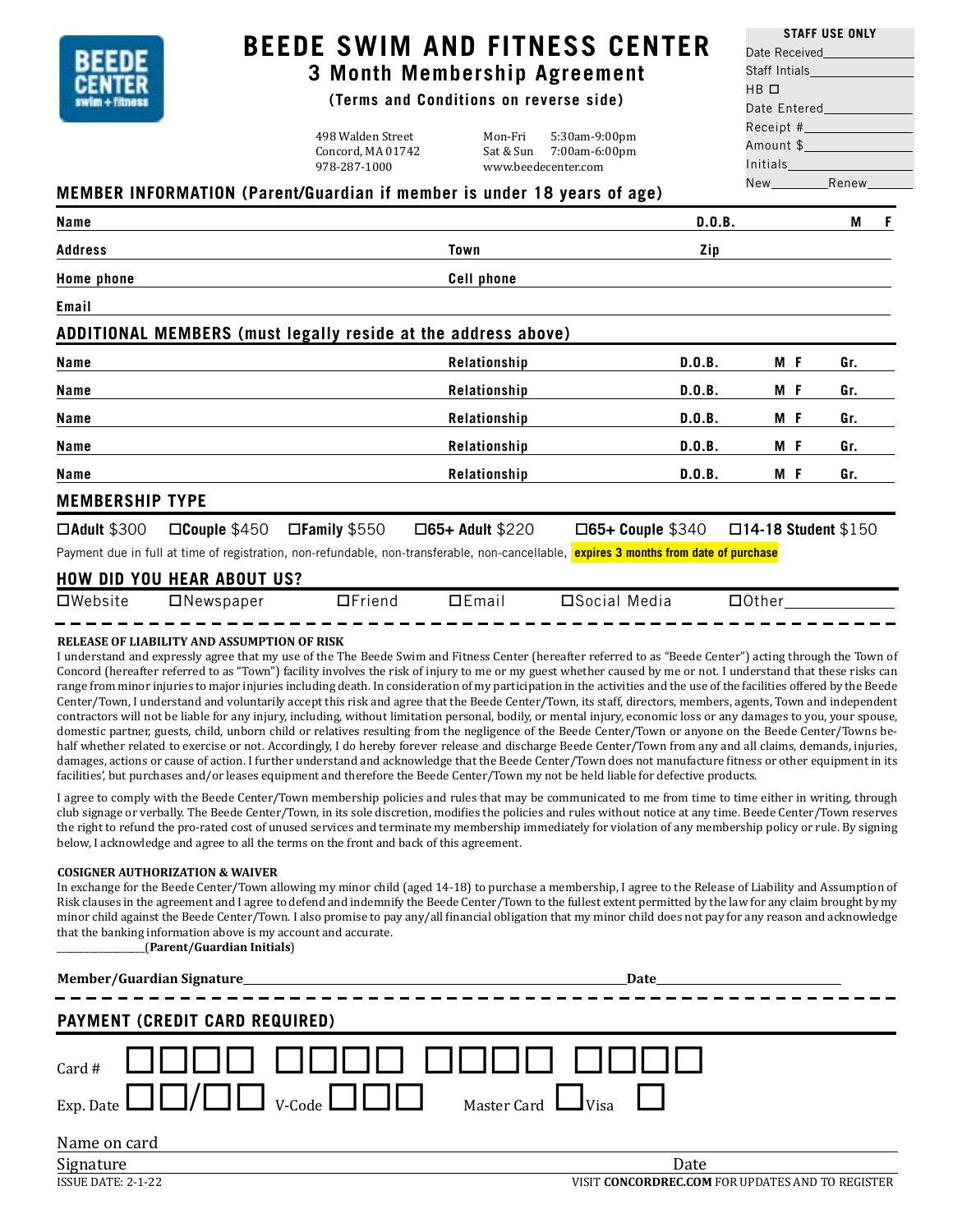# BEEDE SWIM AND FITNESS CENTER

## 3 Month Membership Agreement

**(Terms and Conditions on reverse side)**

498 Walden Street
Concord, MA 01742
978-287-1000

Mon-Fri 5:30am-9:00pm
Sat & Sun 7:00am-6:00pm
www.beedecenter.com

**STAFF USE ONLY**
Date Received\_\_\_\_\_\_\_\_\_\_
Staff Intials\_\_\_\_\_\_\_\_\_\_
HB ☐
Date Entered\_\_\_\_\_\_\_\_\_\_
Receipt #\_\_\_\_\_\_\_\_\_\_
Amount $\_\_\_\_\_\_\_\_\_\_
Initials\_\_\_\_\_\_\_\_\_\_
New\_\_\_\_\_\_\_\_ Renew\_\_\_\_\_\_\_\_

## MEMBER INFORMATION (Parent/Guardian if member is under 18 years of age)

**Name** \_\_\_\_\_\_\_\_\_\_\_\_\_\_\_\_\_\_\_\_ **D.O.B.** \_\_\_\_\_\_\_\_ **M F**

**Address** \_\_\_\_\_\_\_\_\_\_\_\_\_\_\_\_\_\_\_\_ **Town** \_\_\_\_\_\_\_\_\_\_ **Zip** \_\_\_\_\_\_\_\_

**Home phone** \_\_\_\_\_\_\_\_\_\_\_\_\_\_\_\_\_\_\_\_ **Cell phone** \_\_\_\_\_\_\_\_\_\_\_\_\_\_\_\_\_\_\_\_

**Email** \_\_\_\_\_\_\_\_\_\_\_\_\_\_\_\_\_\_\_\_\_\_\_\_\_\_\_\_\_\_\_\_\_\_\_\_\_\_\_\_

## ADDITIONAL MEMBERS (must legally reside at the address above)

| Name | Relationship | D.O.B. | M F | Gr. |
|---|---|---|---|---|
| | | | | |
| | | | | |
| | | | | |
| | | | | |
| | | | | |

## MEMBERSHIP TYPE

☐**Adult** $300 ☐**Couple** $450 ☐**Family** $550 ☐**65+ Adult** $220 ☐**65+ Couple** $340 ☐**14-18 Student** $150

Payment due in full at time of registration, non-refundable, non-transferable, non-cancellable, **expires 3 months from date of purchase**

## HOW DID YOU HEAR ABOUT US?

☐Website ☐Newspaper ☐Friend ☐Email ☐Social Media ☐Other\_\_\_\_\_\_\_\_\_\_

**RELEASE OF LIABILITY AND ASSUMPTION OF RISK**

I understand and expressly agree that my use of the The Beede Swim and Fitness Center (hereafter referred to as "Beede Center") acting through the Town of Concord (hereafter referred to as "Town") facility involves the risk of injury to me or my guest whether caused by me or not. I understand that these risks can range from minor injuries to major injuries including death. In consideration of my participation in the activities and the use of the facilities offered by the Beede Center/Town, I understand and voluntarily accept this risk and agree that the Beede Center/Town, its staff, directors, members, agents, Town and independent contractors will not be liable for any injury, including, without limitation personal, bodily, or mental injury, economic loss or any damages to you, your spouse, domestic partner, guests, child, unborn child or relatives resulting from the negligence of the Beede Center/Town or anyone on the Beede Center/Towns behalf whether related to exercise or not. Accordingly, I do hereby forever release and discharge Beede Center/Town from any and all claims, demands, injuries, damages, actions or cause of action. I further understand and acknowledge that the Beede Center/Town does not manufacture fitness or other equipment in its facilities', but purchases and/or leases equipment and therefore the Beede Center/Town my not be held liable for defective products.

I agree to comply with the Beede Center/Town membership policies and rules that may be communicated to me from time to time either in writing, through club signage or verbally. The Beede Center/Town, in its sole discretion, modifies the policies and rules without notice at any time. Beede Center/Town reserves the right to refund the pro-rated cost of unused services and terminate my membership immediately for violation of any membership policy or rule. By signing below, I acknowledge and agree to all the terms on the front and back of this agreement.

**COSIGNER AUTHORIZATION & WAIVER**

In exchange for the Beede Center/Town allowing my minor child (aged 14-18) to purchase a membership, I agree to the Release of Liability and Assumption of Risk clauses in the agreement and I agree to defend and indemnify the Beede Center/Town to the fullest extent permitted by the law for any claim brought by my minor child against the Beede Center/Town. I also promise to pay any/all financial obligation that my minor child does not pay for any reason and acknowledge that the banking information above is my account and accurate.

\_\_\_\_\_\_\_\_\_\_(**Parent/Guardian Initials**)

**Member/Guardian Signature**\_\_\_\_\_\_\_\_\_\_\_\_\_\_\_\_\_\_\_\_\_\_\_\_\_\_\_\_\_\_ **Date**\_\_\_\_\_\_\_\_\_\_\_\_\_\_

## PAYMENT (CREDIT CARD REQUIRED)

Card # ☐☐☐☐ ☐☐☐☐ ☐☐☐☐ ☐☐☐☐

Exp. Date ☐☐/☐☐ V-Code ☐☐☐ Master Card ☐ Visa ☐

Name on card \_\_\_\_\_\_\_\_\_\_\_\_\_\_\_\_\_\_\_\_\_\_\_\_\_\_\_\_\_\_

Signature \_\_\_\_\_\_\_\_\_\_\_\_\_\_\_\_\_\_\_\_ Date \_\_\_\_\_\_\_\_\_\_

ISSUE DATE: 2-1-22

VISIT **CONCORDREC.COM** FOR UPDATES AND TO REGISTER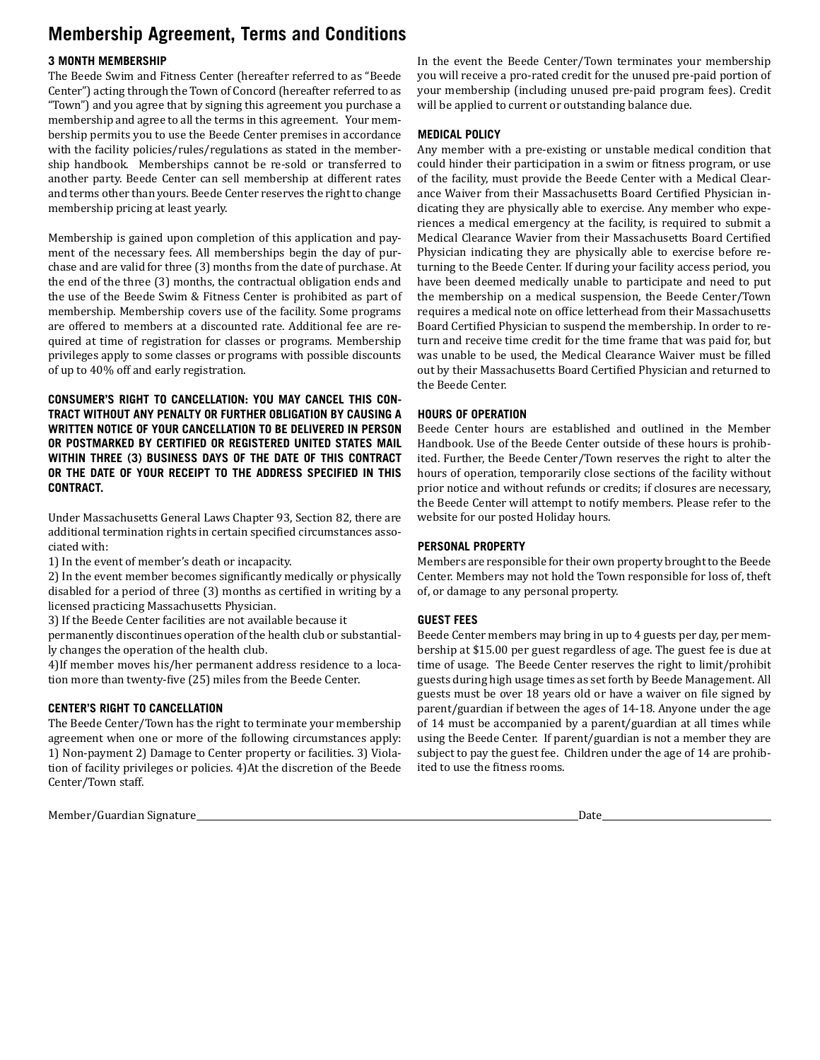# Membership Agreement, Terms and Conditions

### 3 MONTH MEMBERSHIP

The Beede Swim and Fitness Center (hereafter referred to as "Beede Center") acting through the Town of Concord (hereafter referred to as "Town") and you agree that by signing this agreement you purchase a membership and agree to all the terms in this agreement. Your membership permits you to use the Beede Center premises in accordance with the facility policies/rules/regulations as stated in the membership handbook. Memberships cannot be re-sold or transferred to another party. Beede Center can sell membership at different rates and terms other than yours. Beede Center reserves the right to change membership pricing at least yearly.

Membership is gained upon completion of this application and payment of the necessary fees. All memberships begin the day of purchase and are valid for three (3) months from the date of purchase. At the end of the three (3) months, the contractual obligation ends and the use of the Beede Swim & Fitness Center is prohibited as part of membership. Membership covers use of the facility. Some programs are offered to members at a discounted rate. Additional fee are required at time of registration for classes or programs. Membership privileges apply to some classes or programs with possible discounts of up to 40% off and early registration.

**CONSUMER'S RIGHT TO CANCELLATION: YOU MAY CANCEL THIS CONTRACT WITHOUT ANY PENALTY OR FURTHER OBLIGATION BY CAUSING A WRITTEN NOTICE OF YOUR CANCELLATION TO BE DELIVERED IN PERSON OR POSTMARKED BY CERTIFIED OR REGISTERED UNITED STATES MAIL WITHIN THREE (3) BUSINESS DAYS OF THE DATE OF THIS CONTRACT OR THE DATE OF YOUR RECEIPT TO THE ADDRESS SPECIFIED IN THIS CONTRACT.**

Under Massachusetts General Laws Chapter 93, Section 82, there are additional termination rights in certain specified circumstances associated with:

1) In the event of member's death or incapacity.
2) In the event member becomes significantly medically or physically disabled for a period of three (3) months as certified in writing by a licensed practicing Massachusetts Physician.
3) If the Beede Center facilities are not available because it permanently discontinues operation of the health club or substantially changes the operation of the health club.
4)If member moves his/her permanent address residence to a location more than twenty-five (25) miles from the Beede Center.

### CENTER'S RIGHT TO CANCELLATION

The Beede Center/Town has the right to terminate your membership agreement when one or more of the following circumstances apply: 1) Non-payment 2) Damage to Center property or facilities. 3) Violation of facility privileges or policies. 4)At the discretion of the Beede Center/Town staff.

In the event the Beede Center/Town terminates your membership you will receive a pro-rated credit for the unused pre-paid portion of your membership (including unused pre-paid program fees). Credit will be applied to current or outstanding balance due.

### MEDICAL POLICY

Any member with a pre-existing or unstable medical condition that could hinder their participation in a swim or fitness program, or use of the facility, must provide the Beede Center with a Medical Clearance Waiver from their Massachusetts Board Certified Physician indicating they are physically able to exercise. Any member who experiences a medical emergency at the facility, is required to submit a Medical Clearance Wavier from their Massachusetts Board Certified Physician indicating they are physically able to exercise before returning to the Beede Center. If during your facility access period, you have been deemed medically unable to participate and need to put the membership on a medical suspension, the Beede Center/Town requires a medical note on office letterhead from their Massachusetts Board Certified Physician to suspend the membership. In order to return and receive time credit for the time frame that was paid for, but was unable to be used, the Medical Clearance Waiver must be filled out by their Massachusetts Board Certified Physician and returned to the Beede Center.

### HOURS OF OPERATION

Beede Center hours are established and outlined in the Member Handbook. Use of the Beede Center outside of these hours is prohibited. Further, the Beede Center/Town reserves the right to alter the hours of operation, temporarily close sections of the facility without prior notice and without refunds or credits; if closures are necessary, the Beede Center will attempt to notify members. Please refer to the website for our posted Holiday hours.

### PERSONAL PROPERTY

Members are responsible for their own property brought to the Beede Center. Members may not hold the Town responsible for loss of, theft of, or damage to any personal property.

### GUEST FEES

Beede Center members may bring in up to 4 guests per day, per membership at $15.00 per guest regardless of age. The guest fee is due at time of usage. The Beede Center reserves the right to limit/prohibit guests during high usage times as set forth by Beede Management. All guests must be over 18 years old or have a waiver on file signed by parent/guardian if between the ages of 14-18. Anyone under the age of 14 must be accompanied by a parent/guardian at all times while using the Beede Center. If parent/guardian is not a member they are subject to pay the guest fee. Children under the age of 14 are prohibited to use the fitness rooms.

Member/Guardian Signature______________________________ Date______________